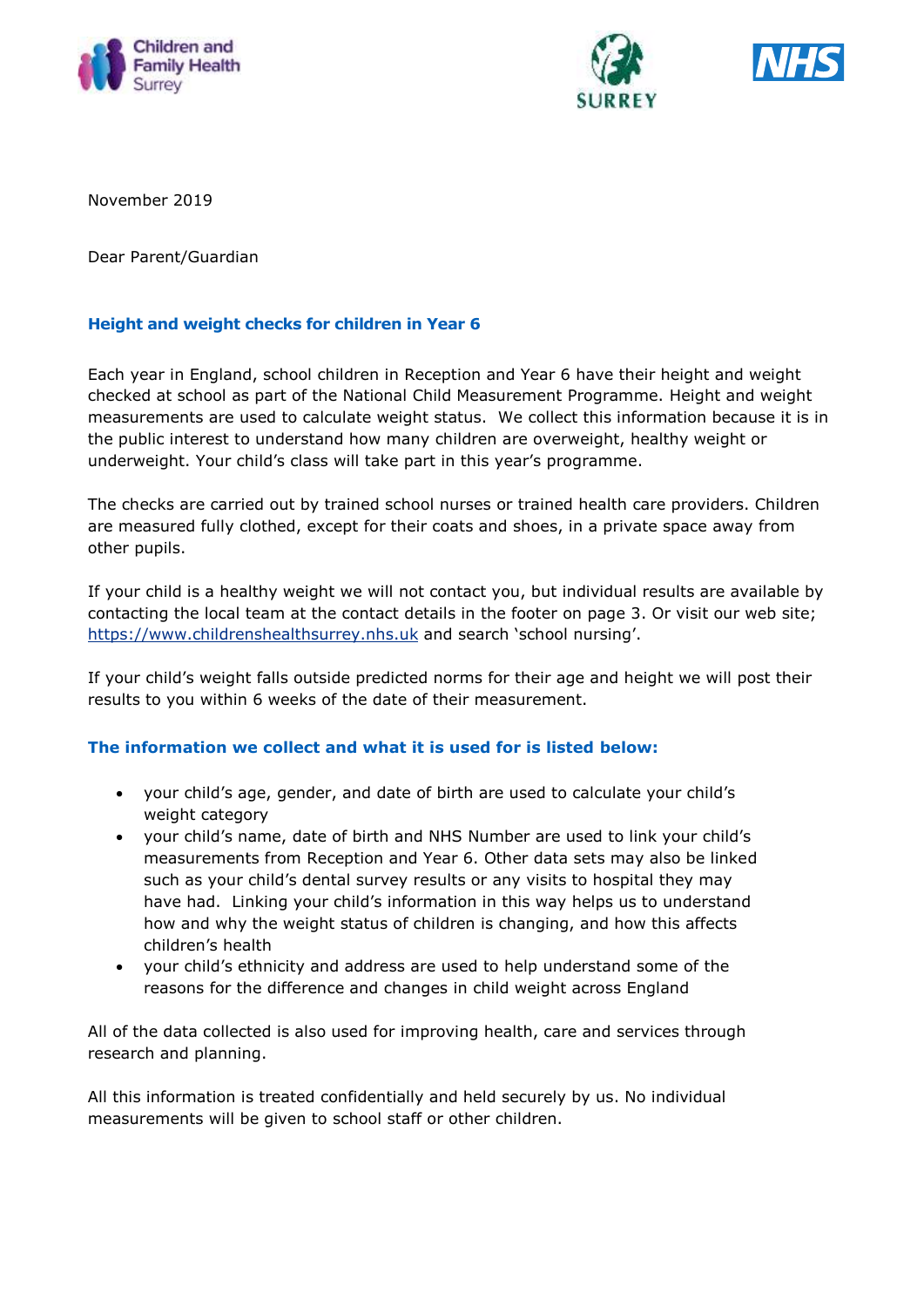Children and Family Health Surrey

SURREY

NHS

November 2019

Dear Parent/Guardian

## Height and weight checks for children in Year 6

Each year in England, school children in Reception and Year 6 have their height and weight checked at school as part of the National Child Measurement Programme. Height and weight measurements are used to calculate weight status. We collect this information because it is in the public interest to understand how many children are overweight, healthy weight or underweight. Your child's class will take part in this year's programme.

The checks are carried out by trained school nurses or trained health care providers. Children are measured fully clothed, except for their coats and shoes, in a private space away from other pupils.

If your child is a healthy weight we will not contact you, but individual results are available by contacting the local team at the contact details in the footer on page 3. Or visit our web site; https://www.childrenshealthsurrey.nhs.uk and search 'school nursing'.

If your child's weight falls outside predicted norms for their age and height we will post their results to you within 6 weeks of the date of their measurement.

### The information we collect and what it is used for is listed below:

- your child's age, gender, and date of birth are used to calculate your child's weight category
- your child's name, date of birth and NHS Number are used to link your child's measurements from Reception and Year 6. Other data sets may also be linked such as your child's dental survey results or any visits to hospital they may have had. Linking your child's information in this way helps us to understand how and why the weight status of children is changing, and how this affects children's health
- your child's ethnicity and address are used to help understand some of the reasons for the difference and changes in child weight across England

All of the data collected is also used for improving health, care and services through research and planning.

All this information is treated confidentially and held securely by us. No individual measurements will be given to school staff or other children.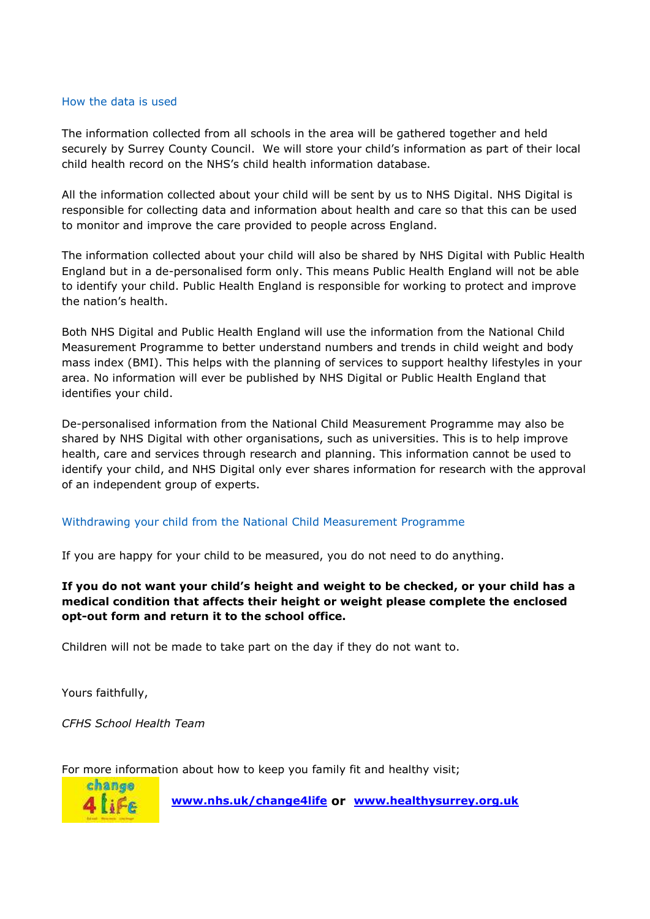## How the data is used

The information collected from all schools in the area will be gathered together and held securely by Surrey County Council. We will store your child's information as part of their local child health record on the NHS's child health information database.

All the information collected about your child will be sent by us to NHS Digital. NHS Digital is responsible for collecting data and information about health and care so that this can be used to monitor and improve the care provided to people across England.

The information collected about your child will also be shared by NHS Digital with Public Health England but in a de-personalised form only. This means Public Health England will not be able to identify your child. Public Health England is responsible for working to protect and improve the nation's health.

Both NHS Digital and Public Health England will use the information from the National Child Measurement Programme to better understand numbers and trends in child weight and body mass index (BMI). This helps with the planning of services to support healthy lifestyles in your area. No information will ever be published by NHS Digital or Public Health England that identifies your child.

De-personalised information from the National Child Measurement Programme may also be shared by NHS Digital with other organisations, such as universities. This is to help improve health, care and services through research and planning. This information cannot be used to identify your child, and NHS Digital only ever shares information for research with the approval of an independent group of experts.

## Withdrawing your child from the National Child Measurement Programme

If you are happy for your child to be measured, you do not need to do anything.

**If you do not want your child's height and weight to be checked, or your child has a medical condition that affects their height or weight please complete the enclosed opt-out form and return it to the school office.**

Children will not be made to take part on the day if they do not want to.

Yours faithfully,

*CFHS School Health Team*

For more information about how to keep you family fit and healthy visit;

**www.nhs.uk/change4life or www.healthysurrey.org.uk**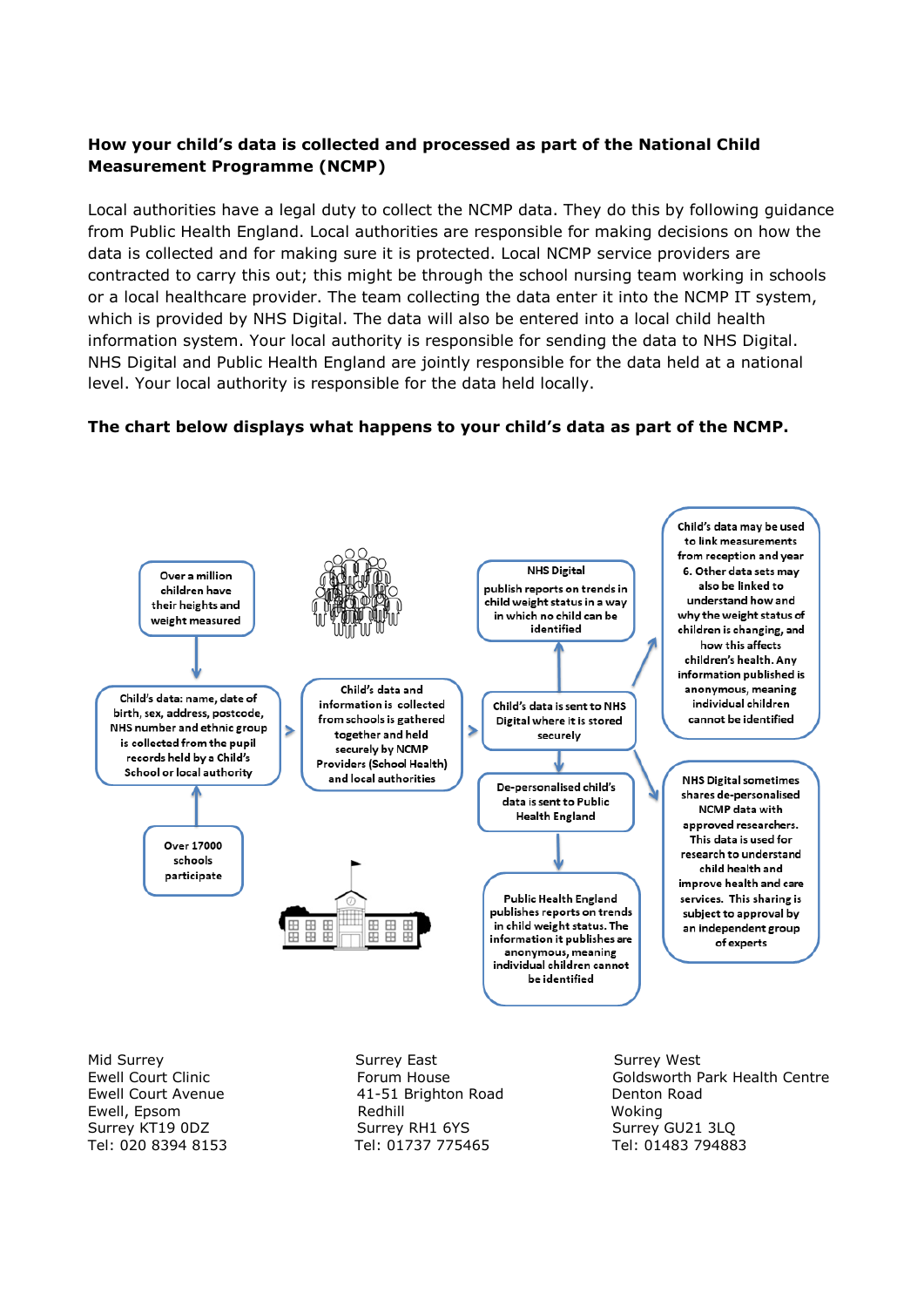**How your child's data is collected and processed as part of the National Child Measurement Programme (NCMP)**

Local authorities have a legal duty to collect the NCMP data. They do this by following guidance from Public Health England. Local authorities are responsible for making decisions on how the data is collected and for making sure it is protected. Local NCMP service providers are contracted to carry this out; this might be through the school nursing team working in schools or a local healthcare provider. The team collecting the data enter it into the NCMP IT system, which is provided by NHS Digital. The data will also be entered into a local child health information system. Your local authority is responsible for sending the data to NHS Digital. NHS Digital and Public Health England are jointly responsible for the data held at a national level. Your local authority is responsible for the data held locally.

**The chart below displays what happens to your child's data as part of the NCMP.**

Over a million children have their heights and weight measured

Child's data: name, date of birth, sex, address, postcode, NHS number and ethnic group is collected from the pupil records held by a Child's School or local authority

Over 17000 schools participate

Child's data and information is collected from schools is gathered together and held securely by NCMP Providers (School Health) and local authorities

Child's data is sent to NHS Digital where it is stored securely

NHS Digital publish reports on trends in child weight status in a way in which no child can be identified

De-personalised child's data is sent to Public Health England

Public Health England publishes reports on trends in child weight status. The information it publishes are anonymous, meaning individual children cannot be identified

Child's data may be used to link measurements from reception and year 6. Other data sets may also be linked to understand how and why the weight status of children is changing, and how this affects children's health. Any information published is anonymous, meaning individual children cannot be identified

NHS Digital sometimes shares de-personalised NCMP data with approved researchers. This data is used for research to understand child health and improve health and care services. This sharing is subject to approval by an independent group of experts

Mid Surrey
Ewell Court Clinic
Ewell Court Avenue
Ewell, Epsom
Surrey KT19 0DZ
Tel: 020 8394 8153

Surrey East
Forum House
41-51 Brighton Road
Redhill
Surrey RH1 6YS
Tel: 01737 775465

Surrey West
Goldsworth Park Health Centre
Denton Road
Woking
Surrey GU21 3LQ
Tel: 01483 794883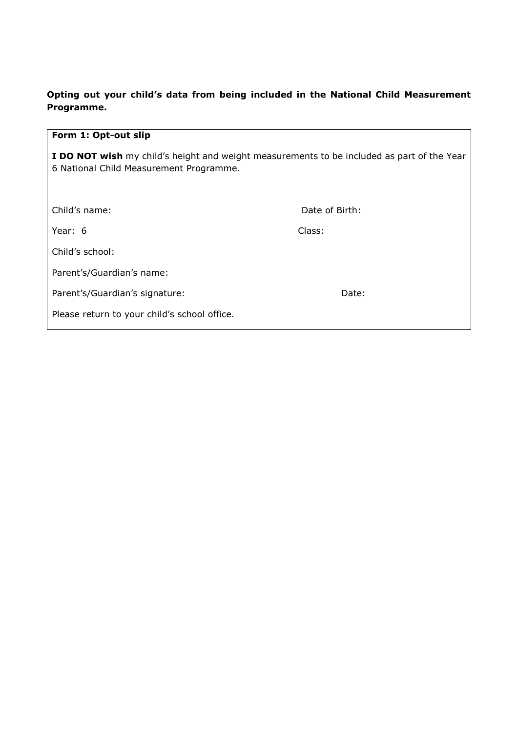**Opting out your child's data from being included in the National Child Measurement Programme.**

**Form 1: Opt-out slip**

**I DO NOT wish** my child's height and weight measurements to be included as part of the Year 6 National Child Measurement Programme.

Child's name: Date of Birth:

Year: 6 Class:

Child's school:

Parent's/Guardian's name:

Parent's/Guardian's signature: Date:

Please return to your child's school office.